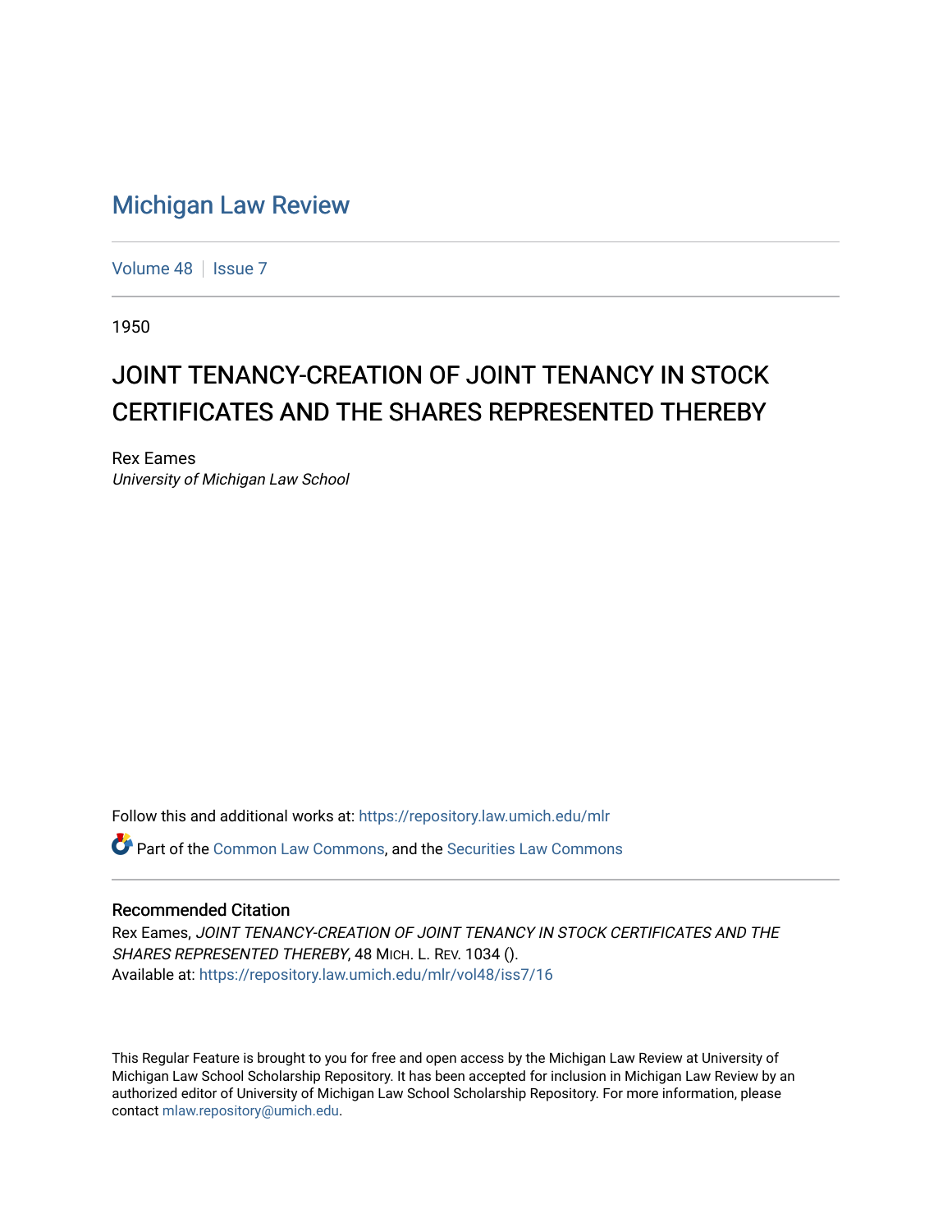# Michigan Law Review

Volume 48 | Issue 7

1950

## JOINT TENANCY-CREATION OF JOINT TENANCY IN STOCK CERTIFICATES AND THE SHARES REPRESENTED THEREBY

Rex Eames
*University of Michigan Law School*

Follow this and additional works at: https://repository.law.umich.edu/mlr

Part of the Common Law Commons, and the Securities Law Commons

### Recommended Citation

Rex Eames, *JOINT TENANCY-CREATION OF JOINT TENANCY IN STOCK CERTIFICATES AND THE SHARES REPRESENTED THEREBY*, 48 MICH. L. REV. 1034 ().
Available at: https://repository.law.umich.edu/mlr/vol48/iss7/16

This Regular Feature is brought to you for free and open access by the Michigan Law Review at University of Michigan Law School Scholarship Repository. It has been accepted for inclusion in Michigan Law Review by an authorized editor of University of Michigan Law School Scholarship Repository. For more information, please contact mlaw.repository@umich.edu.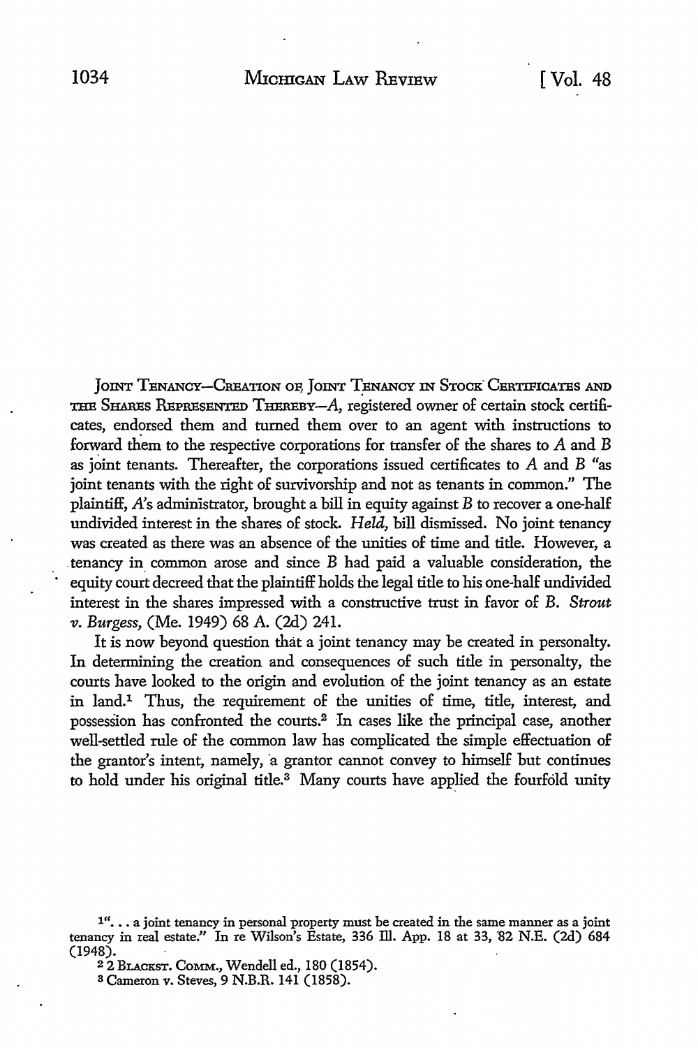JOINT TENANCY—CREATION OF JOINT TENANCY IN STOCK CERTIFICATES AND THE SHARES REPRESENTED THEREBY—*A*, registered owner of certain stock certificates, endorsed them and turned them over to an agent with instructions to forward them to the respective corporations for transfer of the shares to *A* and *B* as joint tenants. Thereafter, the corporations issued certificates to *A* and *B* "as joint tenants with the right of survivorship and not as tenants in common." The plaintiff, *A*'s administrator, brought a bill in equity against *B* to recover a one-half undivided interest in the shares of stock. *Held*, bill dismissed. No joint tenancy was created as there was an absence of the unities of time and title. However, a tenancy in common arose and since *B* had paid a valuable consideration, the equity court decreed that the plaintiff holds the legal title to his one-half undivided interest in the shares impressed with a constructive trust in favor of *B*. *Strout v. Burgess*, (Me. 1949) 68 A. (2d) 241.

It is now beyond question that a joint tenancy may be created in personalty. In determining the creation and consequences of such title in personalty, the courts have looked to the origin and evolution of the joint tenancy as an estate in land.[1] Thus, the requirement of the unities of time, title, interest, and possession has confronted the courts.[2] In cases like the principal case, another well-settled rule of the common law has complicated the simple effectuation of the grantor's intent, namely, a grantor cannot convey to himself but continues to hold under his original title.[3] Many courts have applied the fourfold unity

[1] ". . . a joint tenancy in personal property must be created in the same manner as a joint tenancy in real estate." In re Wilson's Estate, 336 Ill. App. 18 at 33, 82 N.E. (2d) 684 (1948).

[2] 2 BLACKST. COMM., Wendell ed., 180 (1854).

[3] Cameron v. Steves, 9 N.B.R. 141 (1858).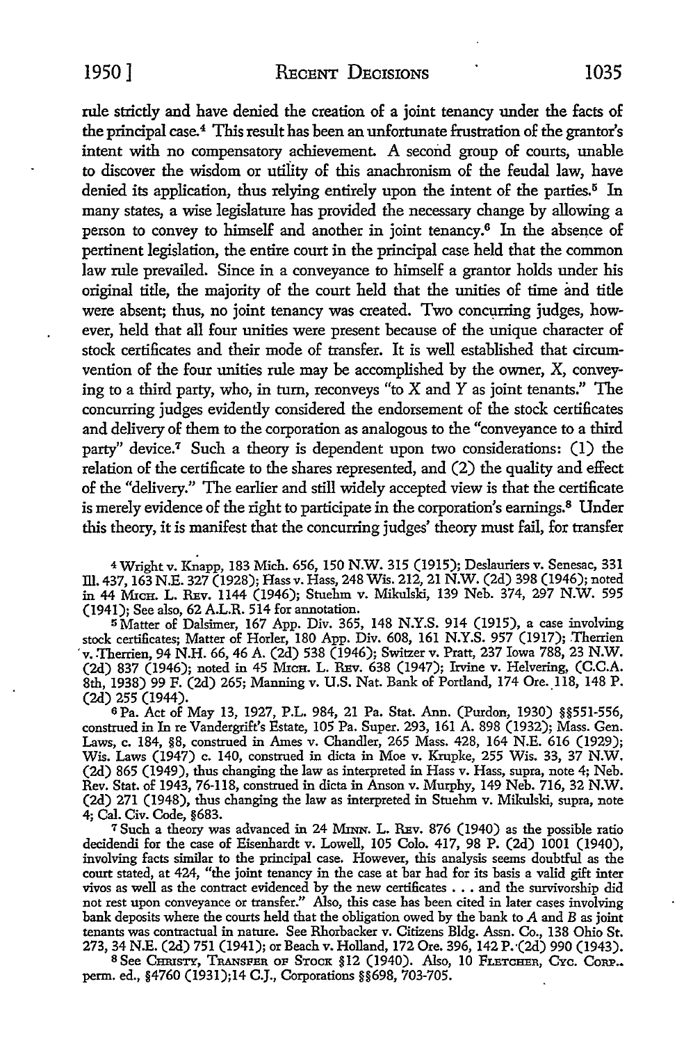rule strictly and have denied the creation of a joint tenancy under the facts of the principal case.[4] This result has been an unfortunate frustration of the grantor's intent with no compensatory achievement. A second group of courts, unable to discover the wisdom or utility of this anachronism of the feudal law, have denied its application, thus relying entirely upon the intent of the parties.[5] In many states, a wise legislature has provided the necessary change by allowing a person to convey to himself and another in joint tenancy.[6] In the absence of pertinent legislation, the entire court in the principal case held that the common law rule prevailed. Since in a conveyance to himself a grantor holds under his original title, the majority of the court held that the unities of time and title were absent; thus, no joint tenancy was created. Two concurring judges, however, held that all four unities were present because of the unique character of stock certificates and their mode of transfer. It is well established that circumvention of the four unities rule may be accomplished by the owner, X, conveying to a third party, who, in turn, reconveys "to X and Y as joint tenants." The concurring judges evidently considered the endorsement of the stock certificates and delivery of them to the corporation as analogous to the "conveyance to a third party" device.[7] Such a theory is dependent upon two considerations: (1) the relation of the certificate to the shares represented, and (2) the quality and effect of the "delivery." The earlier and still widely accepted view is that the certificate is merely evidence of the right to participate in the corporation's earnings.[8] Under this theory, it is manifest that the concurring judges' theory must fail, for transfer

[4] Wright v. Knapp, 183 Mich. 656, 150 N.W. 315 (1915); Deslauriers v. Senesac, 331 Ill. 437, 163 N.E. 327 (1928); Hass v. Hass, 248 Wis. 212, 21 N.W. (2d) 398 (1946); noted in 44 MICH. L. REV. 1144 (1946); Stuehm v. Mikulski, 139 Neb. 374, 297 N.W. 595 (1941); See also, 62 A.L.R. 514 for annotation.

[5] Matter of Dalsimer, 167 App. Div. 365, 148 N.Y.S. 914 (1915), a case involving stock certificates; Matter of Horler, 180 App. Div. 608, 161 N.Y.S. 957 (1917); Therrien v. Therrien, 94 N.H. 66, 46 A. (2d) 538 (1946); Switzer v. Pratt, 237 Iowa 788, 23 N.W. (2d) 837 (1946); noted in 45 MICH. L. REV. 638 (1947); Irvine v. Helvering, (C.C.A. 8th, 1938) 99 F. (2d) 265; Manning v. U.S. Nat. Bank of Portland, 174 Ore. 118, 148 P. (2d) 255 (1944).

[6] Pa. Act of May 13, 1927, P.L. 984, 21 Pa. Stat. Ann. (Purdon, 1930) §§551-556, construed in In re Vandergrift's Estate, 105 Pa. Super. 293, 161 A. 898 (1932); Mass. Gen. Laws, c. 184, §8, construed in Ames v. Chandler, 265 Mass. 428, 164 N.E. 616 (1929); Wis. Laws (1947) c. 140, construed in dicta in Moe v. Krupke, 255 Wis. 33, 37 N.W. (2d) 865 (1949), thus changing the law as interpreted in Hass v. Hass, supra, note 4; Neb. Rev. Stat. of 1943, 76-118, construed in dicta in Anson v. Murphy, 149 Neb. 716, 32 N.W. (2d) 271 (1948), thus changing the law as interpreted in Stuehm v. Mikulski, supra, note 4; Cal. Civ. Code, §683.

[7] Such a theory was advanced in 24 MINN. L. REV. 876 (1940) as the possible ratio decidendi for the case of Eisenhardt v. Lowell, 105 Colo. 417, 98 P. (2d) 1001 (1940), involving facts similar to the principal case. However, this analysis seems doubtful as the court stated, at 424, "the joint tenancy in the case at bar had for its basis a valid gift inter vivos as well as the contract evidenced by the new certificates . . . and the survivorship did not rest upon conveyance or transfer." Also, this case has been cited in later cases involving bank deposits where the courts held that the obligation owed by the bank to A and B as joint tenants was contractual in nature. See Rhorbacker v. Citizens Bldg. Assn. Co., 138 Ohio St. 273, 34 N.E. (2d) 751 (1941); or Beach v. Holland, 172 Ore. 396, 142 P. (2d) 990 (1943).

[8] See CHRISTY, TRANSFER OF STOCK §12 (1940). Also, 10 FLETCHER, CYC. CORP., perm. ed., §4760 (1931); 14 C.J., Corporations §§698, 703-705.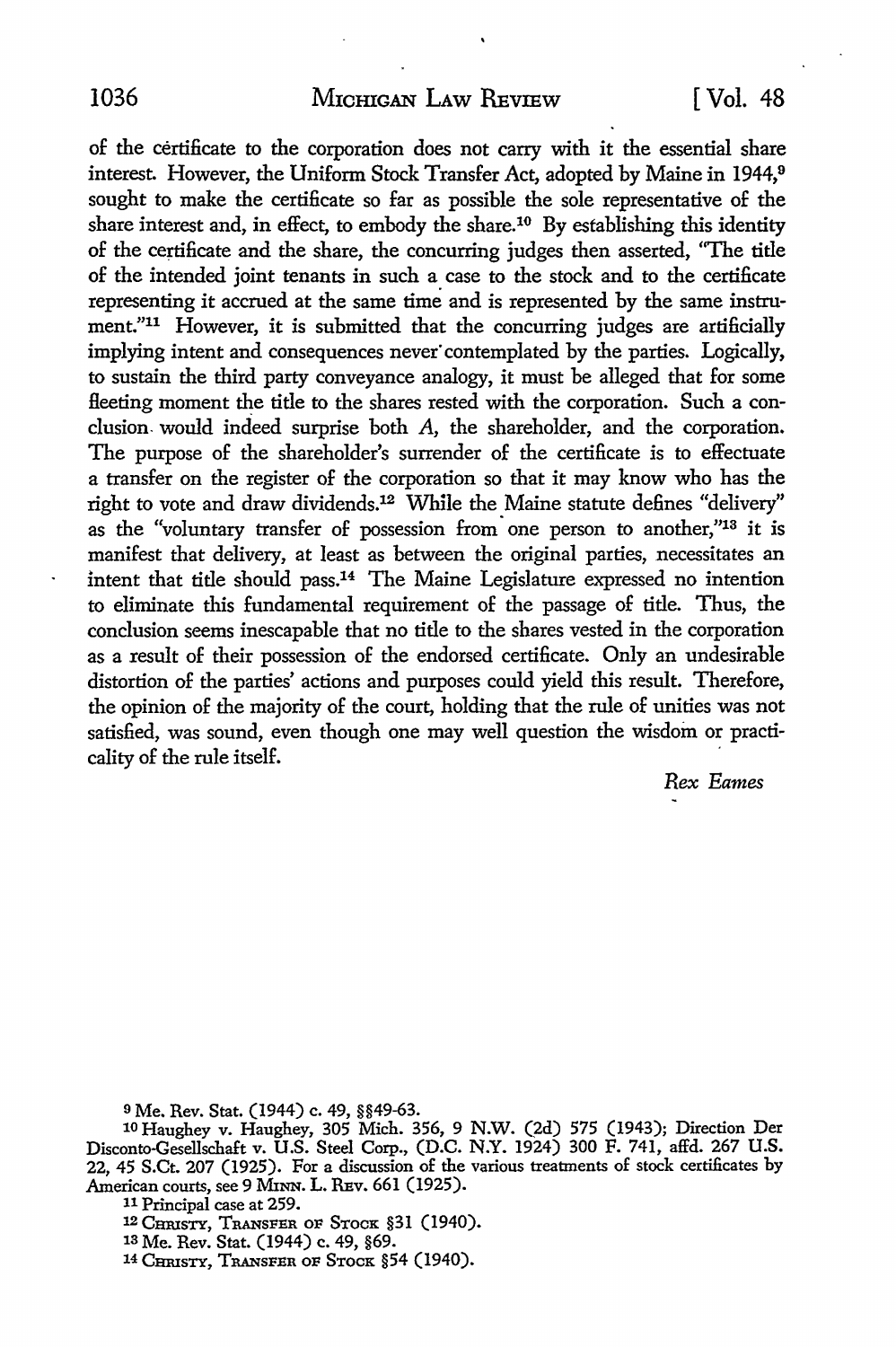of the certificate to the corporation does not carry with it the essential share interest. However, the Uniform Stock Transfer Act, adopted by Maine in 1944,[9] sought to make the certificate so far as possible the sole representative of the share interest and, in effect, to embody the share.[10] By establishing this identity of the certificate and the share, the concurring judges then asserted, "The title of the intended joint tenants in such a case to the stock and to the certificate representing it accrued at the same time and is represented by the same instrument."[11] However, it is submitted that the concurring judges are artificially implying intent and consequences never contemplated by the parties. Logically, to sustain the third party conveyance analogy, it must be alleged that for some fleeting moment the title to the shares rested with the corporation. Such a conclusion would indeed surprise both *A*, the shareholder, and the corporation. The purpose of the shareholder's surrender of the certificate is to effectuate a transfer on the register of the corporation so that it may know who has the right to vote and draw dividends.[12] While the Maine statute defines "delivery" as the "voluntary transfer of possession from one person to another,"[13] it is manifest that delivery, at least as between the original parties, necessitates an intent that title should pass.[14] The Maine Legislature expressed no intention to eliminate this fundamental requirement of the passage of title. Thus, the conclusion seems inescapable that no title to the shares vested in the corporation as a result of their possession of the endorsed certificate. Only an undesirable distortion of the parties' actions and purposes could yield this result. Therefore, the opinion of the majority of the court, holding that the rule of unities was not satisfied, was sound, even though one may well question the wisdom or practicality of the rule itself.

*Rex Eames*

---

[9] Me. Rev. Stat. (1944) c. 49, §§49-63.

[10] Haughey v. Haughey, 305 Mich. 356, 9 N.W. (2d) 575 (1943); Direction Der Disconto-Gesellschaft v. U.S. Steel Corp., (D.C. N.Y. 1924) 300 F. 741, affd. 267 U.S. 22, 45 S.Ct. 207 (1925). For a discussion of the various treatments of stock certificates by American courts, see 9 MINN. L. REV. 661 (1925).

[11] Principal case at 259.

[12] CHRISTY, TRANSFER OF STOCK §31 (1940).

[13] Me. Rev. Stat. (1944) c. 49, §69.

[14] CHRISTY, TRANSFER OF STOCK §54 (1940).